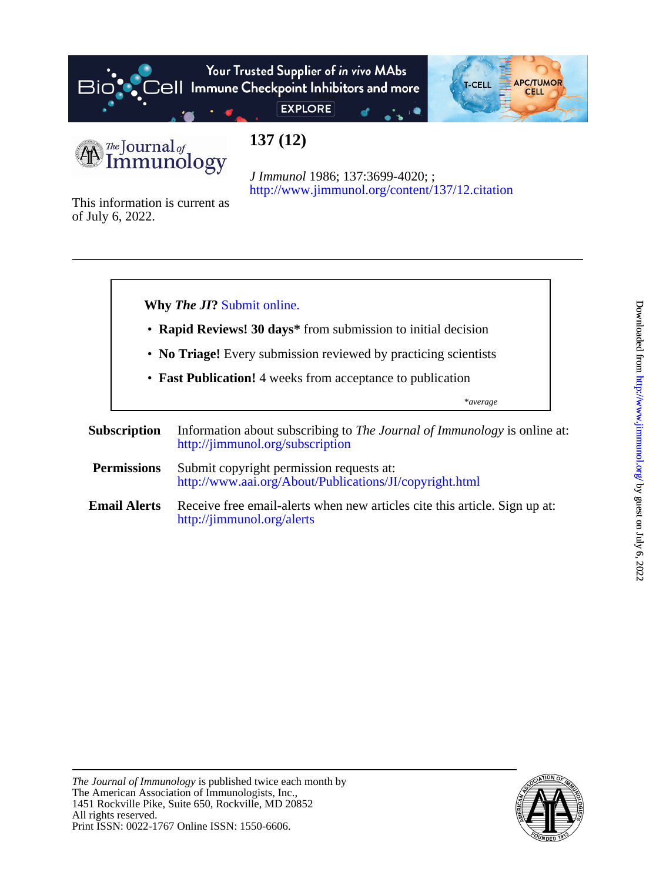# 137 (12)

*J Immunol* 1986; 137:3699-4020; ;
http://www.jimmunol.org/content/137/12.citation

This information is current as of July 6, 2022.

---

**Why *The JI*?** Submit online.

- **Rapid Reviews! 30 days*** from submission to initial decision
- **No Triage!** Every submission reviewed by practicing scientists
- **Fast Publication!** 4 weeks from acceptance to publication

*\*average*

**Subscription** Information about subscribing to *The Journal of Immunology* is online at: http://jimmunol.org/subscription

**Permissions** Submit copyright permission requests at: http://www.aai.org/About/Publications/JI/copyright.html

**Email Alerts** Receive free email-alerts when new articles cite this article. Sign up at: http://jimmunol.org/alerts

---

*The Journal of Immunology* is published twice each month by
The American Association of Immunologists, Inc.,
1451 Rockville Pike, Suite 650, Rockville, MD 20852
All rights reserved.
Print ISSN: 0022-1767 Online ISSN: 1550-6606.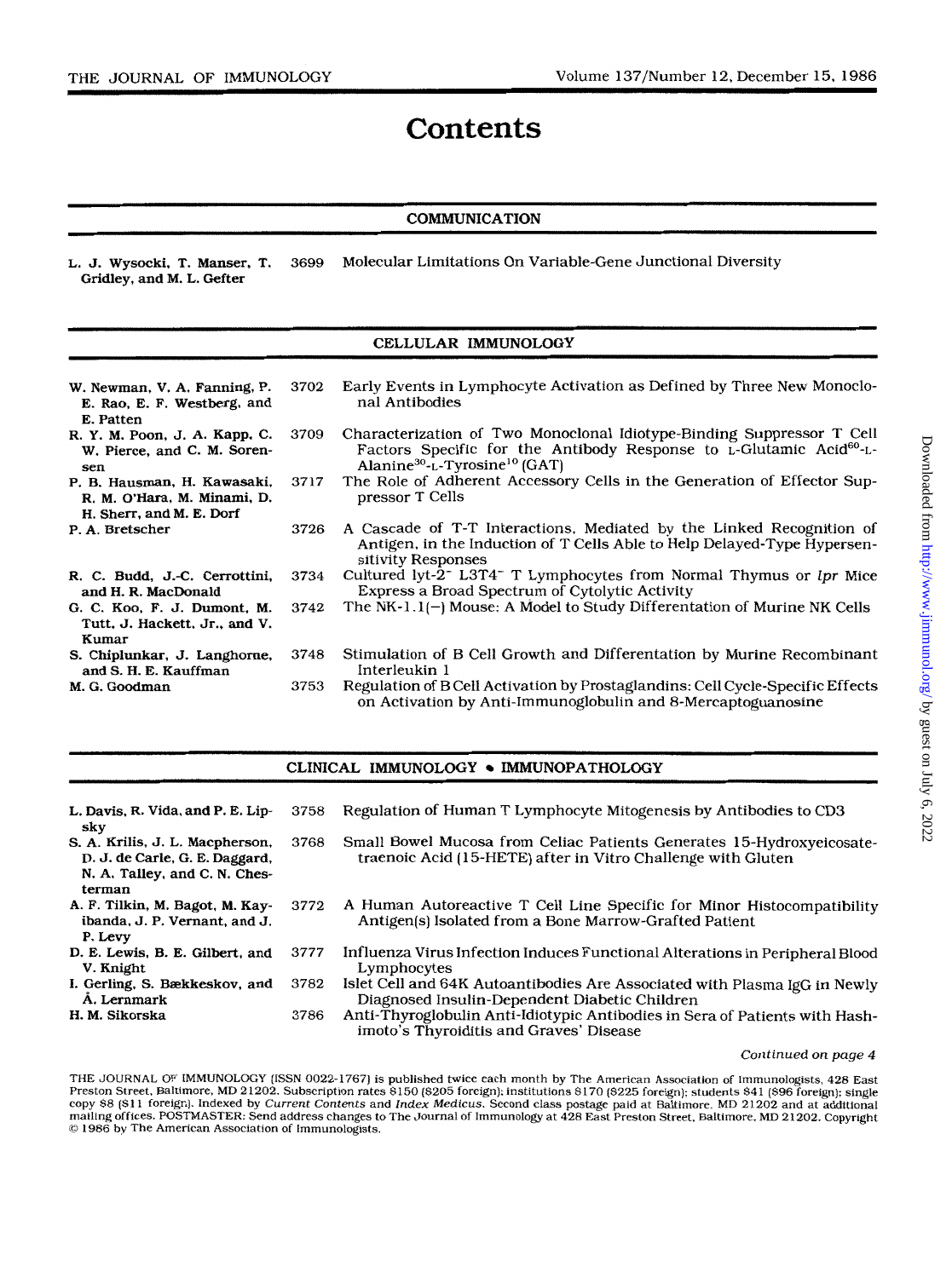# Contents

## COMMUNICATION

| Authors | Page | Title |
|---|---|---|
| L. J. Wysocki, T. Manser, T. Gridley, and M. L. Gefter | 3699 | Molecular Limitations On Variable-Gene Junctional Diversity |

## CELLULAR IMMUNOLOGY

| Authors | Page | Title |
|---|---|---|
| W. Newman, V. A. Fanning, P. E. Rao, E. F. Westberg, and E. Patten | 3702 | Early Events in Lymphocyte Activation as Defined by Three New Monoclonal Antibodies |
| R. Y. M. Poon, J. A. Kapp, C. W. Pierce, and C. M. Sorensen | 3709 | Characterization of Two Monoclonal Idiotype-Binding Suppressor T Cell Factors Specific for the Antibody Response to L-Glutamic Acid[60]-L-Alanine[30]-L-Tyrosine[10] (GAT) |
| P. B. Hausman, H. Kawasaki, R. M. O'Hara, M. Minami, D. H. Sherr, and M. E. Dorf | 3717 | The Role of Adherent Accessory Cells in the Generation of Effector Suppressor T Cells |
| P. A. Bretscher | 3726 | A Cascade of T-T Interactions, Mediated by the Linked Recognition of Antigen, in the Induction of T Cells Able to Help Delayed-Type Hypersensitivity Responses |
| R. C. Budd, J.-C. Cerrottini, and H. R. MacDonald | 3734 | Cultured lyt-2$^-$ L3T4$^-$ T Lymphocytes from Normal Thymus or *lpr* Mice Express a Broad Spectrum of Cytolytic Activity |
| G. C. Koo, F. J. Dumont, M. Tutt, J. Hackett, Jr., and V. Kumar | 3742 | The NK-1.1(−) Mouse: A Model to Study Differentation of Murine NK Cells |
| S. Chiplunkar, J. Langhorne, and S. H. E. Kauffman | 3748 | Stimulation of B Cell Growth and Differentation by Murine Recombinant Interleukin 1 |
| M. G. Goodman | 3753 | Regulation of B Cell Activation by Prostaglandins: Cell Cycle-Specific Effects on Activation by Anti-Immunoglobulin and 8-Mercaptoguanosine |

## CLINICAL IMMUNOLOGY • IMMUNOPATHOLOGY

| Authors | Page | Title |
|---|---|---|
| L. Davis, R. Vida, and P. E. Lipsky | 3758 | Regulation of Human T Lymphocyte Mitogenesis by Antibodies to CD3 |
| S. A. Krilis, J. L. Macpherson, D. J. de Carle, G. E. Daggard, N. A. Talley, and C. N. Chesterman | 3768 | Small Bowel Mucosa from Celiac Patients Generates 15-Hydroxyeicosatetraenoic Acid (15-HETE) after in Vitro Challenge with Gluten |
| A. F. Tilkin, M. Bagot, M. Kayibanda, J. P. Vernant, and J. P. Levy | 3772 | A Human Autoreactive T Cell Line Specific for Minor Histocompatibility Antigen(s) Isolated from a Bone Marrow-Grafted Patient |
| D. E. Lewis, B. E. Gilbert, and V. Knight | 3777 | Influenza Virus Infection Induces Functional Alterations in Peripheral Blood Lymphocytes |
| I. Gerling, S. Bækkeskov, and Å. Lernmark | 3782 | Islet Cell and 64K Autoantibodies Are Associated with Plasma IgG in Newly Diagnosed Insulin-Dependent Diabetic Children |
| H. M. Sikorska | 3786 | Anti-Thyroglobulin Anti-Idiotypic Antibodies in Sera of Patients with Hashimoto's Thyroiditis and Graves' Disease |

*Continued on page 4*

THE JOURNAL OF IMMUNOLOGY (ISSN 0022-1767) is published twice each month by The American Association of Immunologists, 428 East Preston Street, Baltimore, MD 21202. Subscription rates $150 ($205 foreign); institutions $170 ($225 foreign); students $41 ($96 foreign); single copy $8 ($11 foreign). Indexed by *Current Contents* and *Index Medicus*. Second class postage paid at Baltimore, MD 21202 and at additional mailing offices. POSTMASTER: Send address changes to The Journal of Immunology at 428 East Preston Street, Baltimore, MD 21202. Copyright © 1986 by The American Association of Immunologists.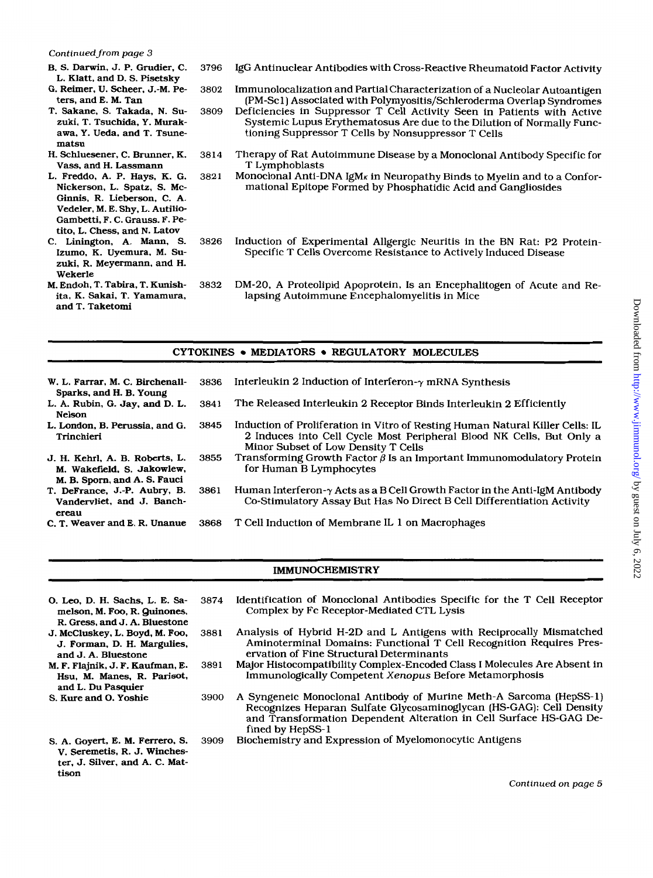*Continued from page 3*

| | | |
|---|---|---|
| B. S. Darwin, J. P. Grudier, C. L. Klatt, and D. S. Pisetsky | 3796 | IgG Antinuclear Antibodies with Cross-Reactive Rheumatoid Factor Activity |
| G. Reimer, U. Scheer, J.-M. Peters, and E. M. Tan | 3802 | Immunolocalization and Partial Characterization of a Nucleolar Autoantigen (PM-Scl) Associated with Polymyositis/Schleroderma Overlap Syndromes |
| T. Sakane, S. Takada, N. Suzuki, T. Tsuchida, Y. Murakawa, Y. Ueda, and T. Tsunematsu | 3809 | Deficiencies in Suppressor T Cell Activity Seen in Patients with Active Systemic Lupus Erythematosus Are due to the Dilution of Normally Functioning Suppressor T Cells by Nonsuppressor T Cells |
| H. Schluesener, C. Brunner, K. Vass, and H. Lassmann | 3814 | Therapy of Rat Autoimmune Disease by a Monoclonal Antibody Specific for T Lymphoblasts |
| L. Freddo, A. P. Hays, K. G. Nickerson, L. Spatz, S. McGinnis, R. Lieberson, C. A. Vedeler, M. E. Shy, L. Autilio-Gambetti, F. C. Grauss, F. Petito, L. Chess, and N. Latov | 3821 | Monoclonal Anti-DNA IgMκ in Neuropathy Binds to Myelin and to a Conformational Epitope Formed by Phosphatidic Acid and Gangliosides |
| C. Linington, A. Mann, S. Izumo, K. Uyemura, M. Suzuki, R. Meyermann, and H. Wekerle | 3826 | Induction of Experimental Allgergic Neuritis in the BN Rat: P2 Protein-Specific T Cells Overcome Resistance to Actively Induced Disease |
| M. Endoh, T. Tabira, T. Kunishita, K. Sakai, T. Yamamura, and T. Taketomi | 3832 | DM-20, A Proteolipid Apoprotein, Is an Encephalitogen of Acute and Relapsing Autoimmune Encephalomyelitis in Mice |

## CYTOKINES • MEDIATORS • REGULATORY MOLECULES

| | | |
|---|---|---|
| W. L. Farrar, M. C. Birchenall-Sparks, and H. B. Young | 3836 | Interleukin 2 Induction of Interferon-γ mRNA Synthesis |
| L. A. Rubin, G. Jay, and D. L. Nelson | 3841 | The Released Interleukin 2 Receptor Binds Interleukin 2 Efficiently |
| L. London, B. Perussia, and G. Trinchieri | 3845 | Induction of Proliferation in Vitro of Resting Human Natural Killer Cells: IL 2 Induces into Cell Cycle Most Peripheral Blood NK Cells, But Only a Minor Subset of Low Density T Cells |
| J. H. Kehrl, A. B. Roberts, L. M. Wakefield, S. Jakowlew, M. B. Sporn, and A. S. Fauci | 3855 | Transforming Growth Factor β Is an Important Immunomodulatory Protein for Human B Lymphocytes |
| T. DeFrance, J.-P. Aubry, B. Vandervliet, and J. Banchereau | 3861 | Human Interferon-γ Acts as a B Cell Growth Factor in the Anti-IgM Antibody Co-Stimulatory Assay But Has No Direct B Cell Differentiation Activity |
| C. T. Weaver and E. R. Unanue | 3868 | T Cell Induction of Membrane IL 1 on Macrophages |

## IMMUNOCHEMISTRY

| | | |
|---|---|---|
| O. Leo, D. H. Sachs, L. E. Samelson, M. Foo, R. Quinones, R. Gress, and J. A. Bluestone | 3874 | Identification of Monoclonal Antibodies Specific for the T Cell Receptor Complex by Fc Receptor-Mediated CTL Lysis |
| J. McCluskey, L. Boyd, M. Foo, J. Forman, D. H. Margulies, and J. A. Bluestone | 3881 | Analysis of Hybrid H-2D and L Antigens with Reciprocally Mismatched Aminoterminal Domains: Functional T Cell Recognition Requires Preservation of Fine Structural Determinants |
| M. F. Flajnik, J. F. Kaufman, E. Hsu, M. Manes, R. Parisot, and L. Du Pasquier | 3891 | Major Histocompatibility Complex-Encoded Class I Molecules Are Absent in Immunologically Competent *Xenopus* Before Metamorphosis |
| S. Kure and O. Yoshie | 3900 | A Syngeneic Monoclonal Antibody of Murine Meth-A Sarcoma (HepSS-1) Recognizes Heparan Sulfate Glycosaminoglycan (HS-GAG): Cell Density and Transformation Dependent Alteration in Cell Surface HS-GAG Defined by HepSS-1 |
| S. A. Goyert, E. M. Ferrero, S. V. Seremetis, R. J. Winchester, J. Silver, and A. C. Mattison | 3909 | Biochemistry and Expression of Myelomonocytic Antigens |

*Continued on page 5*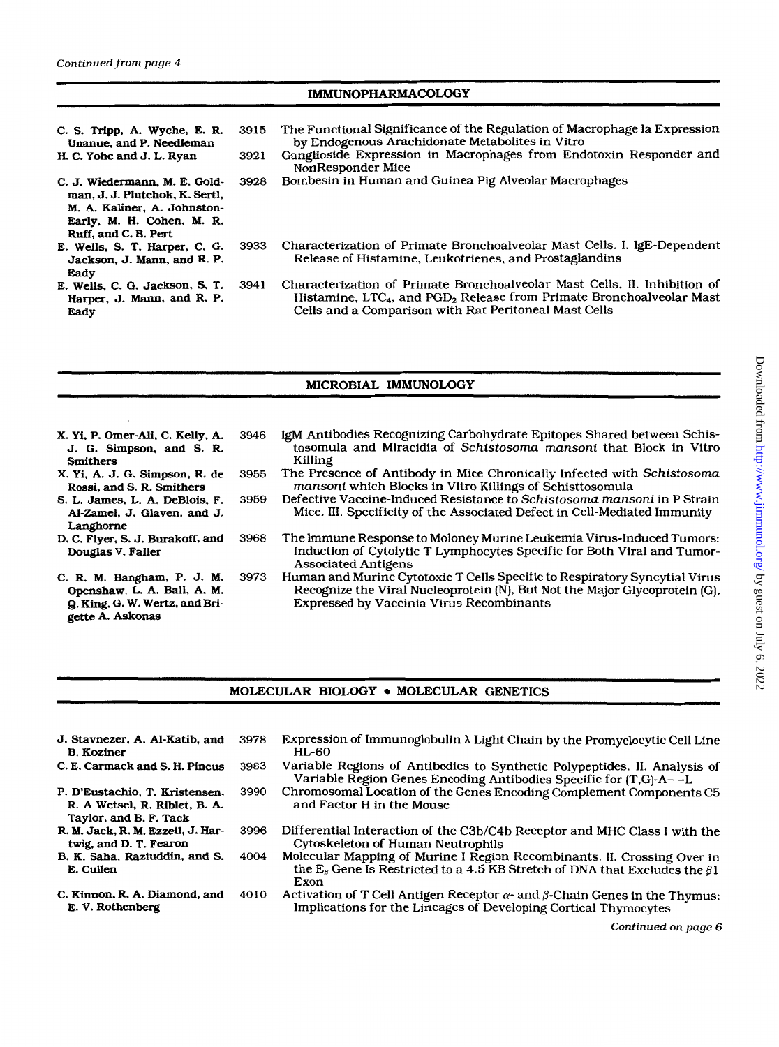*Continued from page 4*

## IMMUNOPHARMACOLOGY

| | | |
|---|---|---|
| C. S. Tripp, A. Wyche, E. R. Unanue, and P. Needleman | 3915 | The Functional Significance of the Regulation of Macrophage Ia Expression by Endogenous Arachidonate Metabolites in Vitro |
| H. C. Yohe and J. L. Ryan | 3921 | Ganglioside Expression in Macrophages from Endotoxin Responder and NonResponder Mice |
| C. J. Wiedermann, M. E. Goldman, J. J. Plutchok, K. Sertl, M. A. Kaliner, A. Johnston-Early, M. H. Cohen, M. R. Ruff, and C. B. Pert | 3928 | Bombesin in Human and Guinea Pig Alveolar Macrophages |
| E. Wells, S. T. Harper, C. G. Jackson, J. Mann, and R. P. Eady | 3933 | Characterization of Primate Bronchoalveolar Mast Cells. I. IgE-Dependent Release of Histamine, Leukotrienes, and Prostaglandins |
| E. Wells, C. G. Jackson, S. T. Harper, J. Mann, and R. P. Eady | 3941 | Characterization of Primate Bronchoalveolar Mast Cells. II. Inhibition of Histamine, $LTC_4$, and $PGD_2$ Release from Primate Bronchoalveolar Mast Cells and a Comparison with Rat Peritoneal Mast Cells |

## MICROBIAL IMMUNOLOGY

| | | |
|---|---|---|
| X. Yi, P. Omer-Ali, C. Kelly, A. J. G. Simpson, and S. R. Smithers | 3946 | IgM Antibodies Recognizing Carbohydrate Epitopes Shared between Schistosomula and Miracidia of *Schistosoma mansoni* that Block in Vitro Killing |
| X. Yi, A. J. G. Simpson, R. de Rossi, and S. R. Smithers | 3955 | The Presence of Antibody in Mice Chronically Infected with *Schistosoma mansoni* which Blocks in Vitro Killings of Schisttosomula |
| S. L. James, L. A. DeBlois, F. Al-Zamel, J. Glaven, and J. Langhorne | 3959 | Defective Vaccine-Induced Resistance to *Schistosoma mansoni* in P Strain Mice. III. Specificity of the Associated Defect in Cell-Mediated Immunity |
| D. C. Flyer, S. J. Burakoff, and Douglas V. Faller | 3968 | The Immune Response to Moloney Murine Leukemia Virus-Induced Tumors: Induction of Cytolytic T Lymphocytes Specific for Both Viral and Tumor-Associated Antigens |
| C. R. M. Bangham, P. J. M. Openshaw, L. A. Ball, A. M. Q. King, G. W. Wertz, and Brigette A. Askonas | 3973 | Human and Murine Cytotoxic T Cells Specific to Respiratory Syncytial Virus Recognize the Viral Nucleoprotein (N), But Not the Major Glycoprotein (G), Expressed by Vaccinia Virus Recombinants |

## MOLECULAR BIOLOGY • MOLECULAR GENETICS

| | | |
|---|---|---|
| J. Stavnezer, A. Al-Katib, and B. Koziner | 3978 | Expression of Immunoglobulin $\lambda$ Light Chain by the Promyelocytic Cell Line HL-60 |
| C. E. Carmack and S. H. Pincus | 3983 | Variable Regions of Antibodies to Synthetic Polypeptides. II. Analysis of Variable Region Genes Encoding Antibodies Specific for (T,G)-A– –L |
| P. D'Eustachio, T. Kristensen, R. A Wetsel, R. Riblet, B. A. Taylor, and B. F. Tack | 3990 | Chromosomal Location of the Genes Encoding Complement Components C5 and Factor H in the Mouse |
| R. M. Jack, R. M. Ezzell, J. Hartwig, and D. T. Fearon | 3996 | Differential Interaction of the C3b/C4b Receptor and MHC Class I with the Cytoskeleton of Human Neutrophils |
| B. K. Saha, Raziuddin, and S. E. Cullen | 4004 | Molecular Mapping of Murine I Region Recombinants. II. Crossing Over in the $E_\beta$ Gene Is Restricted to a 4.5 KB Stretch of DNA that Excludes the $\beta 1$ Exon |
| C. Kinnon, R. A. Diamond, and E. V. Rothenberg | 4010 | Activation of T Cell Antigen Receptor $\alpha$- and $\beta$-Chain Genes in the Thymus: Implications for the Lineages of Developing Cortical Thymocytes |

*Continued on page 6*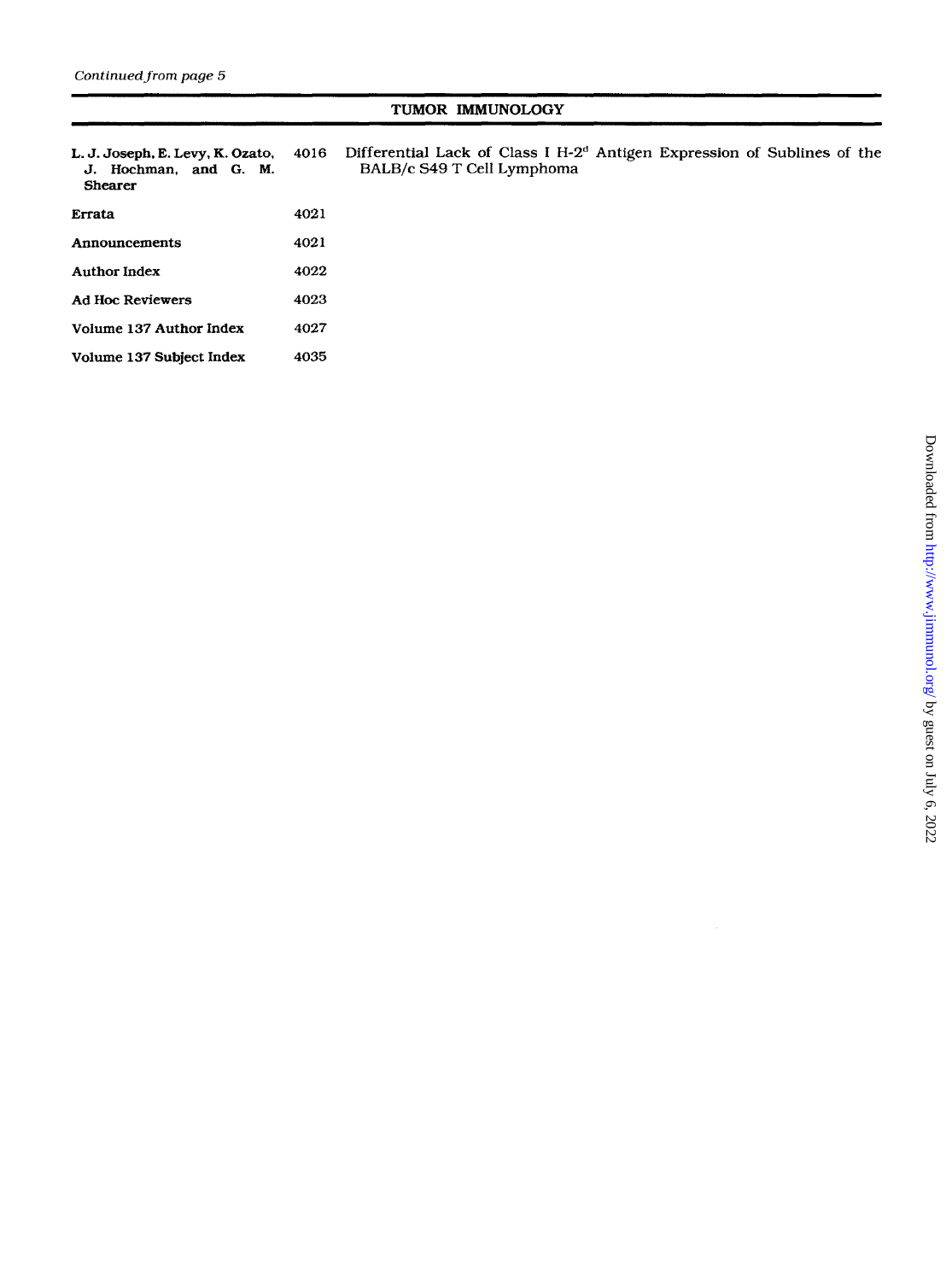*Continued from page 5*

## TUMOR IMMUNOLOGY

| | | |
|---|---|---|
| **L. J. Joseph, E. Levy, K. Ozato, J. Hochman, and G. M. Shearer** | 4016 | Differential Lack of Class I H-$2^d$ Antigen Expression of Sublines of the BALB/c S49 T Cell Lymphoma |
| **Errata** | 4021 | |
| **Announcements** | 4021 | |
| **Author Index** | 4022 | |
| **Ad Hoc Reviewers** | 4023 | |
| **Volume 137 Author Index** | 4027 | |
| **Volume 137 Subject Index** | 4035 | |